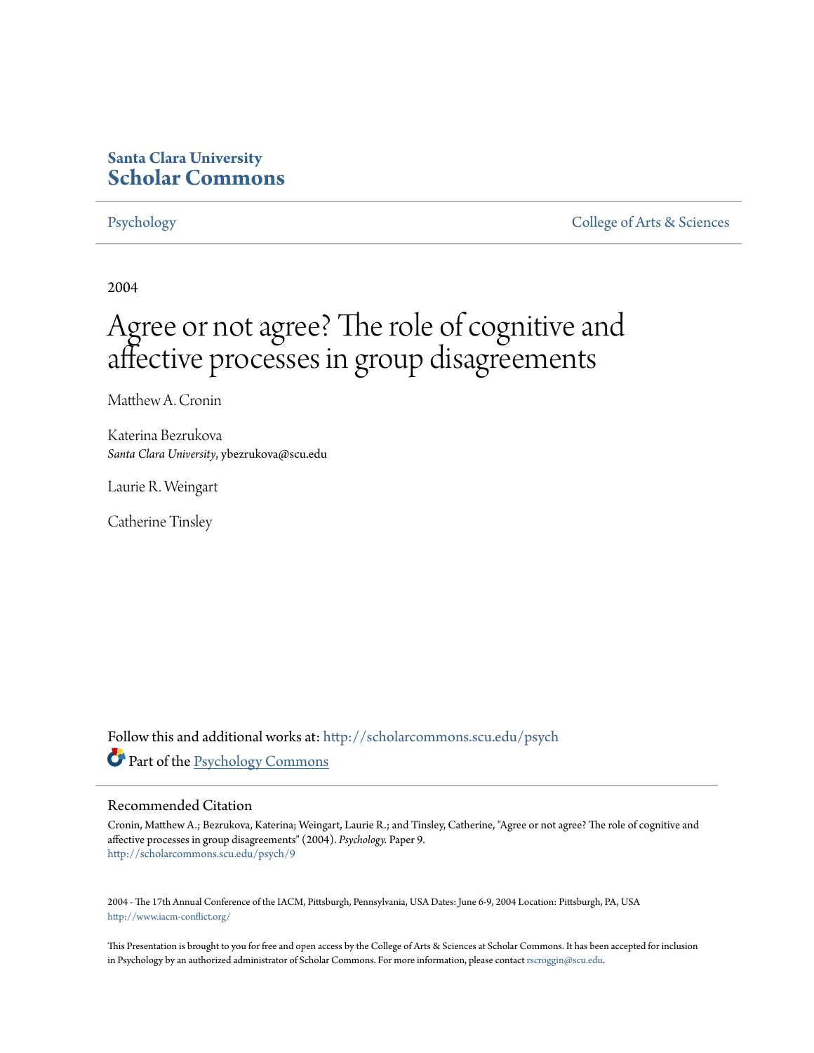Santa Clara University
**Scholar Commons**

Psychology | College of Arts & Sciences

2004

# Agree or not agree? The role of cognitive and affective processes in group disagreements

Matthew A. Cronin

Katerina Bezrukova
*Santa Clara University*, ybezrukova@scu.edu

Laurie R. Weingart

Catherine Tinsley

Follow this and additional works at: http://scholarcommons.scu.edu/psych

Part of the Psychology Commons

## Recommended Citation

Cronin, Matthew A.; Bezrukova, Katerina; Weingart, Laurie R.; and Tinsley, Catherine, "Agree or not agree? The role of cognitive and affective processes in group disagreements" (2004). *Psychology.* Paper 9.
http://scholarcommons.scu.edu/psych/9

2004 - The 17th Annual Conference of the IACM, Pittsburgh, Pennsylvania, USA Dates: June 6-9, 2004 Location: Pittsburgh, PA, USA
http://www.iacm-conflict.org/

This Presentation is brought to you for free and open access by the College of Arts & Sciences at Scholar Commons. It has been accepted for inclusion in Psychology by an authorized administrator of Scholar Commons. For more information, please contact rscroggin@scu.edu.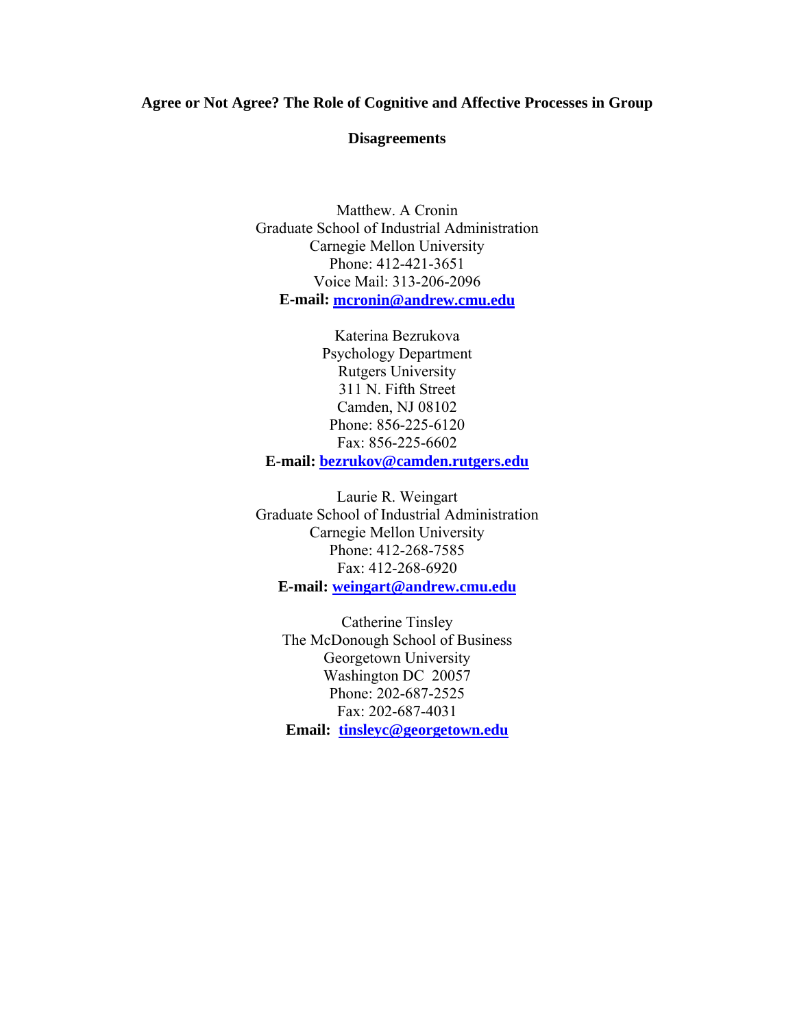# Agree or Not Agree? The Role of Cognitive and Affective Processes in Group Disagreements

Matthew. A Cronin
Graduate School of Industrial Administration
Carnegie Mellon University
Phone: 412-421-3651
Voice Mail: 313-206-2096
**E-mail: mcronin@andrew.cmu.edu**

Katerina Bezrukova
Psychology Department
Rutgers University
311 N. Fifth Street
Camden, NJ 08102
Phone: 856-225-6120
Fax: 856-225-6602
**E-mail: bezrukov@camden.rutgers.edu**

Laurie R. Weingart
Graduate School of Industrial Administration
Carnegie Mellon University
Phone: 412-268-7585
Fax: 412-268-6920
**E-mail: weingart@andrew.cmu.edu**

Catherine Tinsley
The McDonough School of Business
Georgetown University
Washington DC 20057
Phone: 202-687-2525
Fax: 202-687-4031
**Email: tinsleyc@georgetown.edu**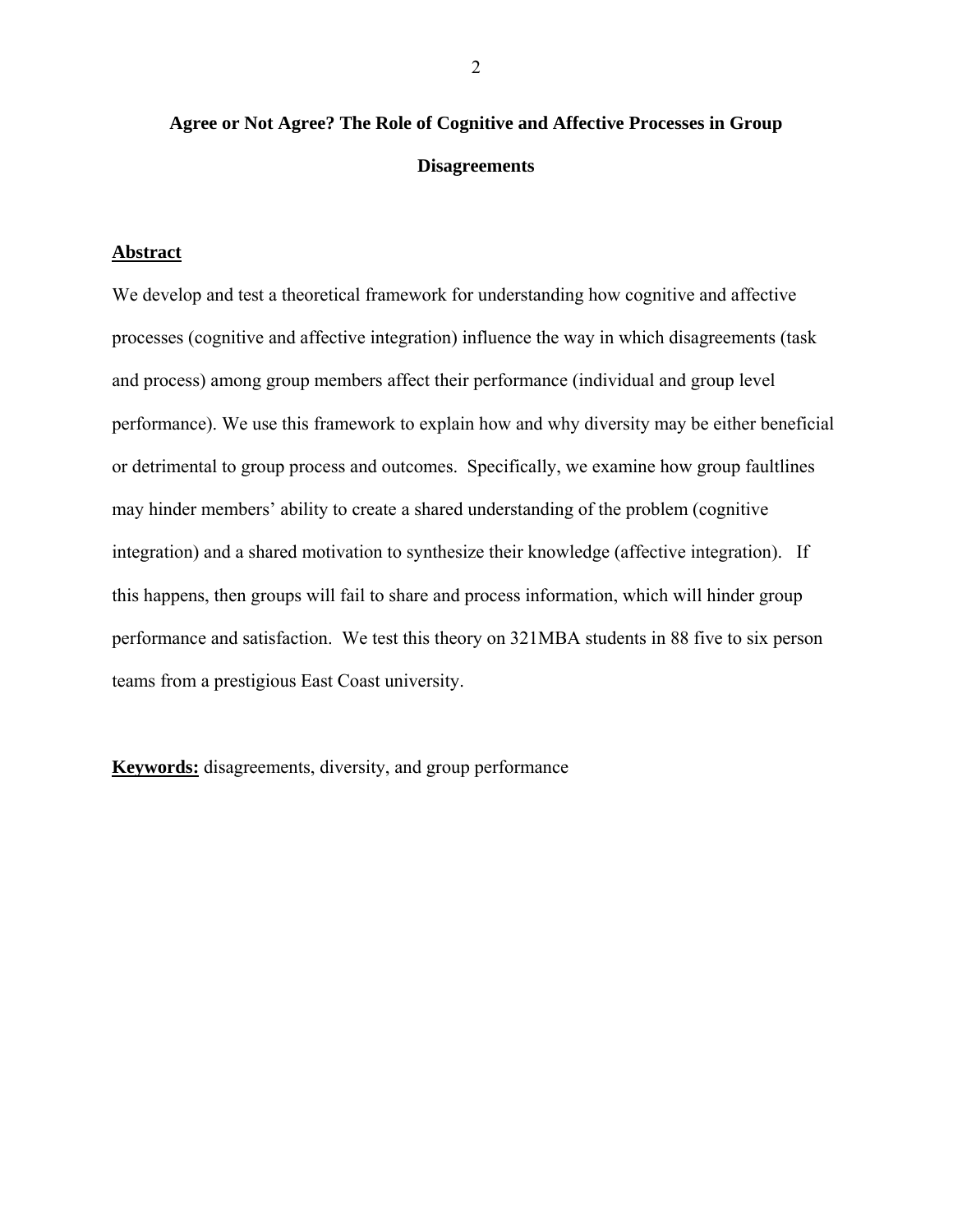# Agree or Not Agree? The Role of Cognitive and Affective Processes in Group Disagreements

## Abstract

We develop and test a theoretical framework for understanding how cognitive and affective processes (cognitive and affective integration) influence the way in which disagreements (task and process) among group members affect their performance (individual and group level performance). We use this framework to explain how and why diversity may be either beneficial or detrimental to group process and outcomes. Specifically, we examine how group faultlines may hinder members' ability to create a shared understanding of the problem (cognitive integration) and a shared motivation to synthesize their knowledge (affective integration). If this happens, then groups will fail to share and process information, which will hinder group performance and satisfaction. We test this theory on 321MBA students in 88 five to six person teams from a prestigious East Coast university.

**Keywords:** disagreements, diversity, and group performance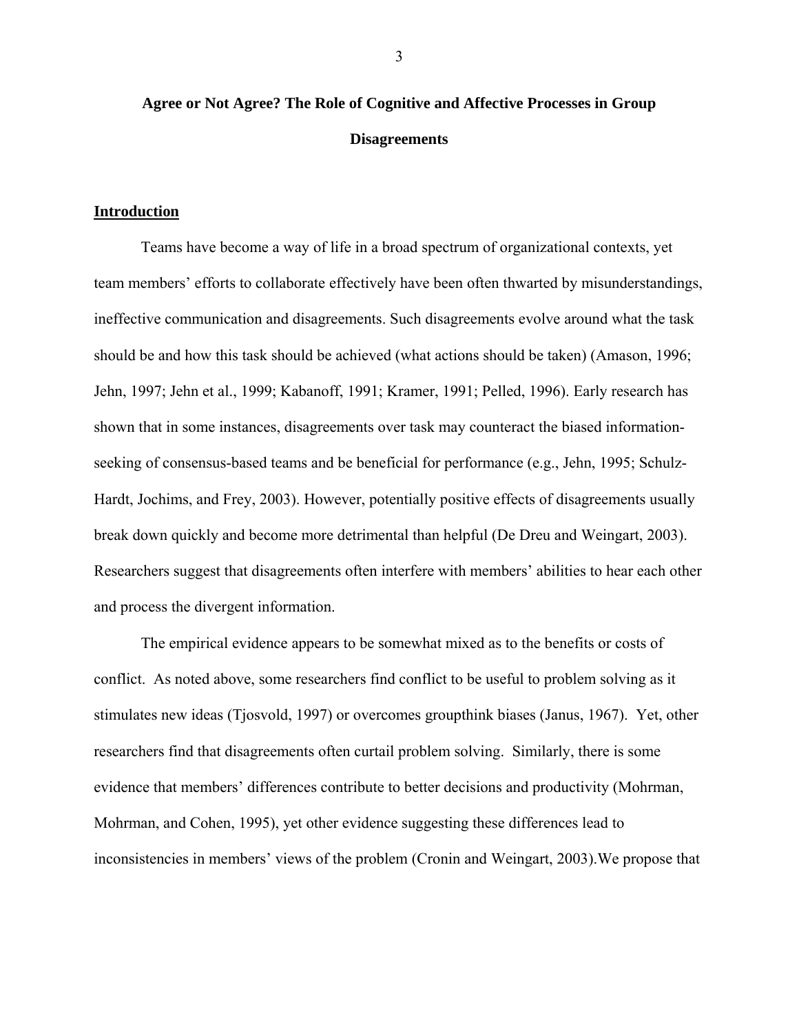# Agree or Not Agree? The Role of Cognitive and Affective Processes in Group Disagreements

## Introduction

Teams have become a way of life in a broad spectrum of organizational contexts, yet team members' efforts to collaborate effectively have been often thwarted by misunderstandings, ineffective communication and disagreements. Such disagreements evolve around what the task should be and how this task should be achieved (what actions should be taken) (Amason, 1996; Jehn, 1997; Jehn et al., 1999; Kabanoff, 1991; Kramer, 1991; Pelled, 1996). Early research has shown that in some instances, disagreements over task may counteract the biased information-seeking of consensus-based teams and be beneficial for performance (e.g., Jehn, 1995; Schulz-Hardt, Jochims, and Frey, 2003). However, potentially positive effects of disagreements usually break down quickly and become more detrimental than helpful (De Dreu and Weingart, 2003). Researchers suggest that disagreements often interfere with members' abilities to hear each other and process the divergent information.

The empirical evidence appears to be somewhat mixed as to the benefits or costs of conflict. As noted above, some researchers find conflict to be useful to problem solving as it stimulates new ideas (Tjosvold, 1997) or overcomes groupthink biases (Janus, 1967). Yet, other researchers find that disagreements often curtail problem solving. Similarly, there is some evidence that members' differences contribute to better decisions and productivity (Mohrman, Mohrman, and Cohen, 1995), yet other evidence suggesting these differences lead to inconsistencies in members' views of the problem (Cronin and Weingart, 2003).We propose that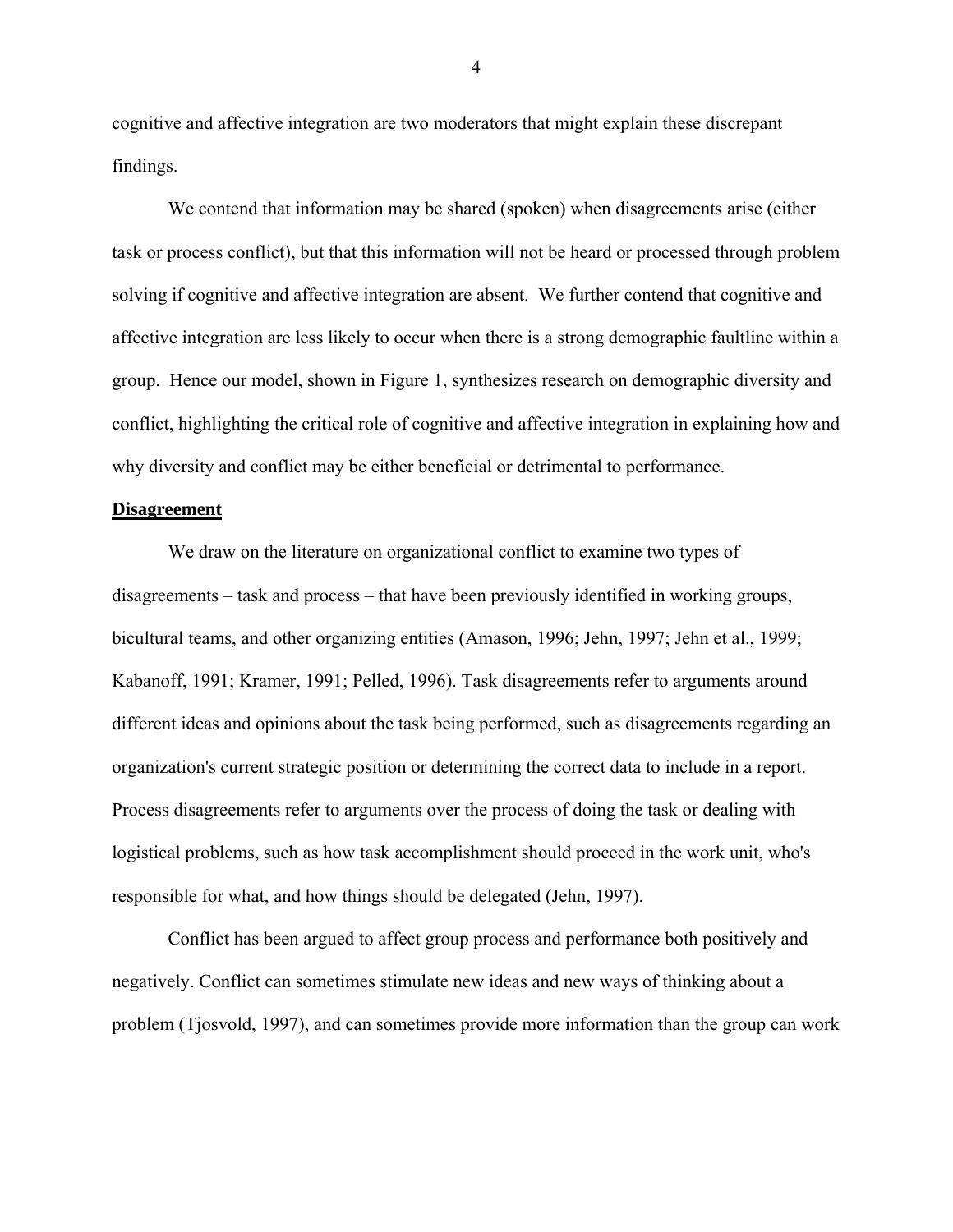cognitive and affective integration are two moderators that might explain these discrepant findings.

We contend that information may be shared (spoken) when disagreements arise (either task or process conflict), but that this information will not be heard or processed through problem solving if cognitive and affective integration are absent. We further contend that cognitive and affective integration are less likely to occur when there is a strong demographic faultline within a group. Hence our model, shown in Figure 1, synthesizes research on demographic diversity and conflict, highlighting the critical role of cognitive and affective integration in explaining how and why diversity and conflict may be either beneficial or detrimental to performance.

## **Disagreement**

We draw on the literature on organizational conflict to examine two types of disagreements – task and process – that have been previously identified in working groups, bicultural teams, and other organizing entities (Amason, 1996; Jehn, 1997; Jehn et al., 1999; Kabanoff, 1991; Kramer, 1991; Pelled, 1996). Task disagreements refer to arguments around different ideas and opinions about the task being performed, such as disagreements regarding an organization's current strategic position or determining the correct data to include in a report. Process disagreements refer to arguments over the process of doing the task or dealing with logistical problems, such as how task accomplishment should proceed in the work unit, who's responsible for what, and how things should be delegated (Jehn, 1997).

Conflict has been argued to affect group process and performance both positively and negatively. Conflict can sometimes stimulate new ideas and new ways of thinking about a problem (Tjosvold, 1997), and can sometimes provide more information than the group can work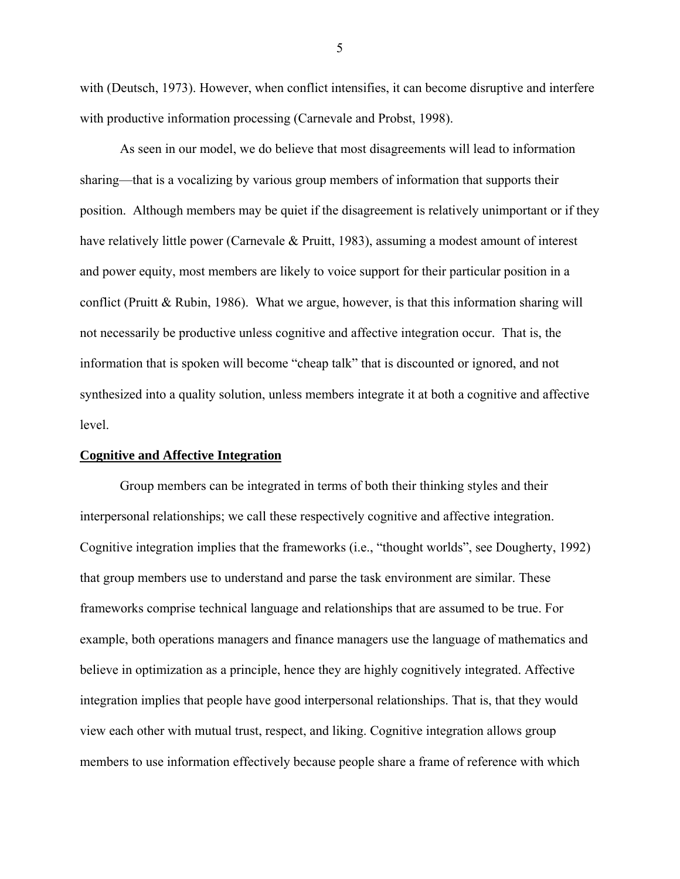with (Deutsch, 1973). However, when conflict intensifies, it can become disruptive and interfere with productive information processing (Carnevale and Probst, 1998).

As seen in our model, we do believe that most disagreements will lead to information sharing—that is a vocalizing by various group members of information that supports their position. Although members may be quiet if the disagreement is relatively unimportant or if they have relatively little power (Carnevale & Pruitt, 1983), assuming a modest amount of interest and power equity, most members are likely to voice support for their particular position in a conflict (Pruitt & Rubin, 1986). What we argue, however, is that this information sharing will not necessarily be productive unless cognitive and affective integration occur. That is, the information that is spoken will become "cheap talk" that is discounted or ignored, and not synthesized into a quality solution, unless members integrate it at both a cognitive and affective level.

## Cognitive and Affective Integration

Group members can be integrated in terms of both their thinking styles and their interpersonal relationships; we call these respectively cognitive and affective integration. Cognitive integration implies that the frameworks (i.e., "thought worlds", see Dougherty, 1992) that group members use to understand and parse the task environment are similar. These frameworks comprise technical language and relationships that are assumed to be true. For example, both operations managers and finance managers use the language of mathematics and believe in optimization as a principle, hence they are highly cognitively integrated. Affective integration implies that people have good interpersonal relationships. That is, that they would view each other with mutual trust, respect, and liking. Cognitive integration allows group members to use information effectively because people share a frame of reference with which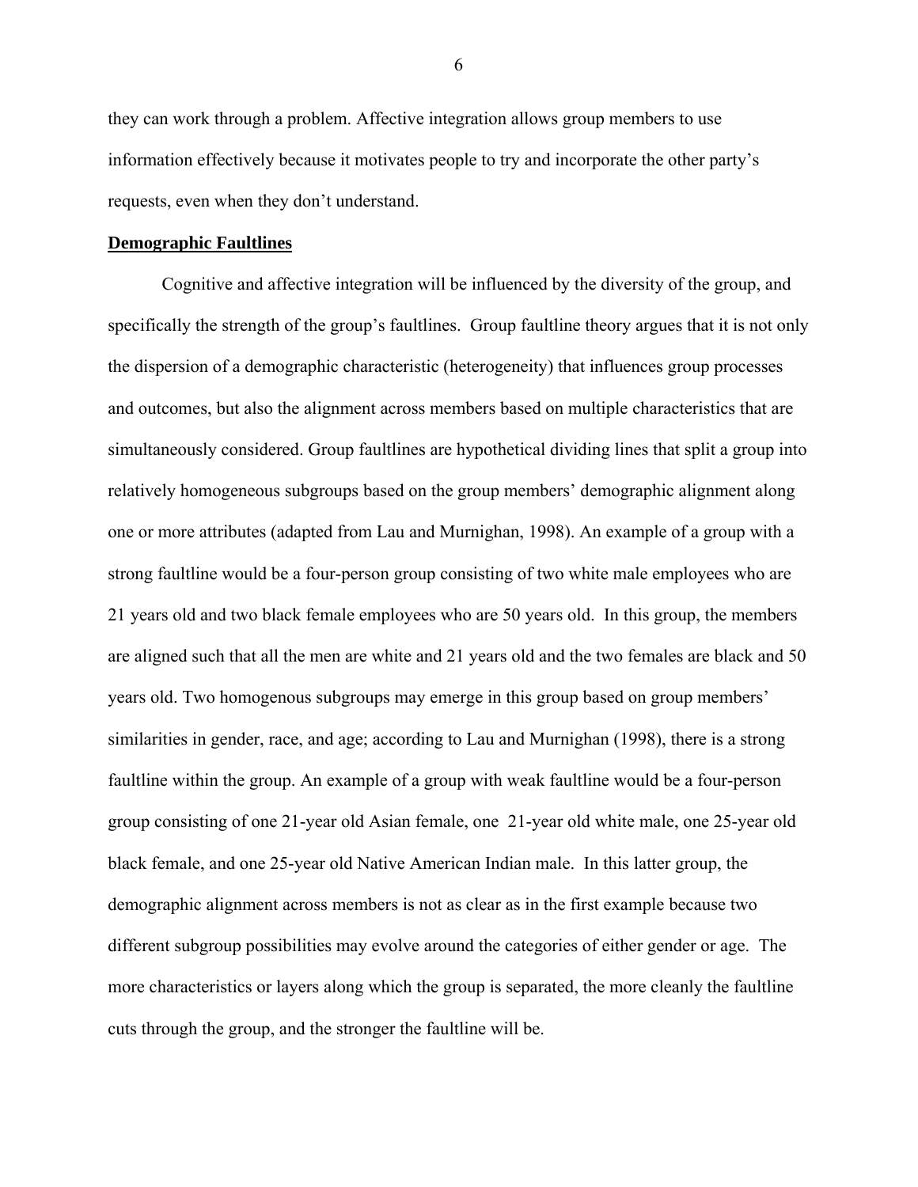they can work through a problem. Affective integration allows group members to use information effectively because it motivates people to try and incorporate the other party's requests, even when they don't understand.

## Demographic Faultlines

Cognitive and affective integration will be influenced by the diversity of the group, and specifically the strength of the group's faultlines. Group faultline theory argues that it is not only the dispersion of a demographic characteristic (heterogeneity) that influences group processes and outcomes, but also the alignment across members based on multiple characteristics that are simultaneously considered. Group faultlines are hypothetical dividing lines that split a group into relatively homogeneous subgroups based on the group members' demographic alignment along one or more attributes (adapted from Lau and Murnighan, 1998). An example of a group with a strong faultline would be a four-person group consisting of two white male employees who are 21 years old and two black female employees who are 50 years old. In this group, the members are aligned such that all the men are white and 21 years old and the two females are black and 50 years old. Two homogenous subgroups may emerge in this group based on group members' similarities in gender, race, and age; according to Lau and Murnighan (1998), there is a strong faultline within the group. An example of a group with weak faultline would be a four-person group consisting of one 21-year old Asian female, one 21-year old white male, one 25-year old black female, and one 25-year old Native American Indian male. In this latter group, the demographic alignment across members is not as clear as in the first example because two different subgroup possibilities may evolve around the categories of either gender or age. The more characteristics or layers along which the group is separated, the more cleanly the faultline cuts through the group, and the stronger the faultline will be.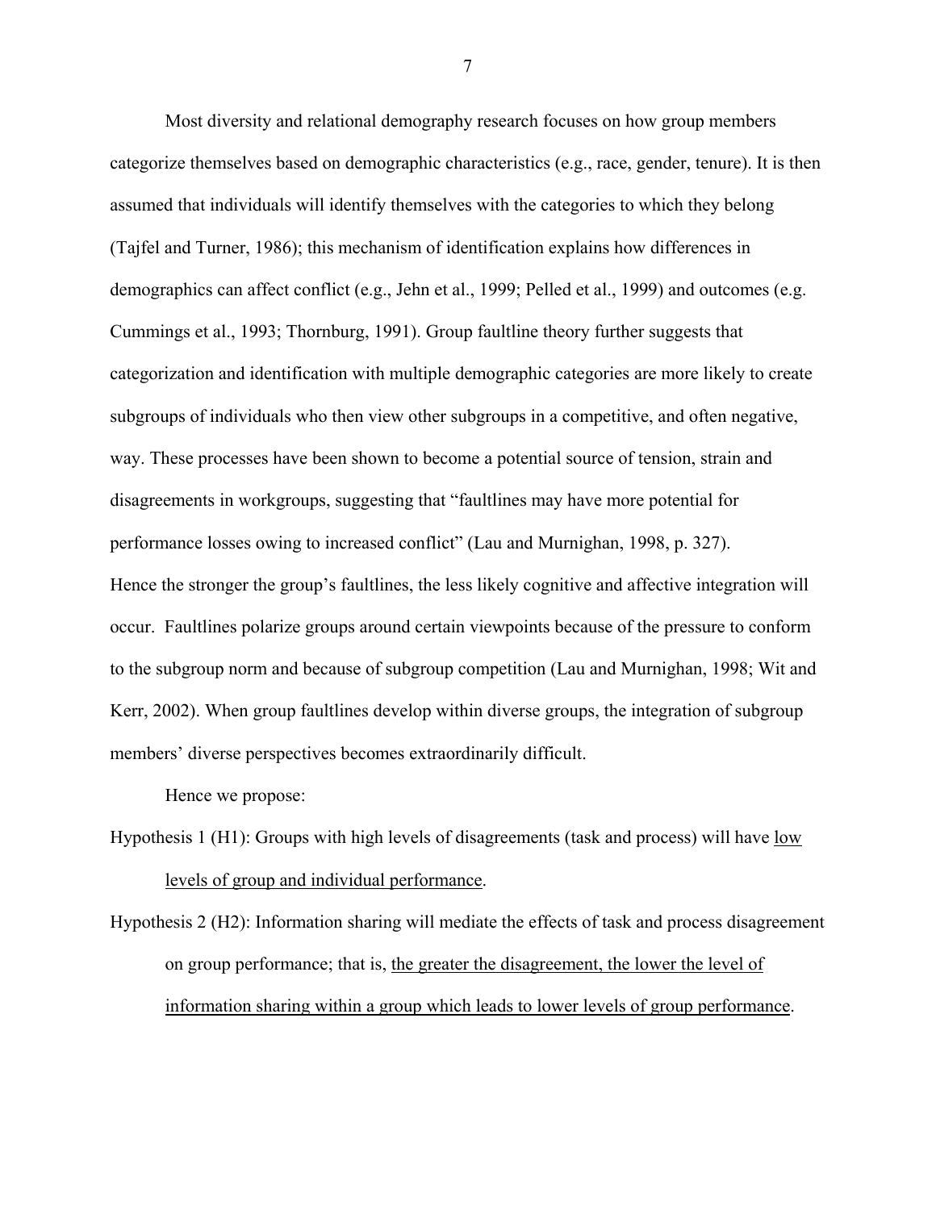Most diversity and relational demography research focuses on how group members categorize themselves based on demographic characteristics (e.g., race, gender, tenure). It is then assumed that individuals will identify themselves with the categories to which they belong (Tajfel and Turner, 1986); this mechanism of identification explains how differences in demographics can affect conflict (e.g., Jehn et al., 1999; Pelled et al., 1999) and outcomes (e.g. Cummings et al., 1993; Thornburg, 1991). Group faultline theory further suggests that categorization and identification with multiple demographic categories are more likely to create subgroups of individuals who then view other subgroups in a competitive, and often negative, way. These processes have been shown to become a potential source of tension, strain and disagreements in workgroups, suggesting that "faultlines may have more potential for performance losses owing to increased conflict" (Lau and Murnighan, 1998, p. 327).

Hence the stronger the group's faultlines, the less likely cognitive and affective integration will occur. Faultlines polarize groups around certain viewpoints because of the pressure to conform to the subgroup norm and because of subgroup competition (Lau and Murnighan, 1998; Wit and Kerr, 2002). When group faultlines develop within diverse groups, the integration of subgroup members' diverse perspectives becomes extraordinarily difficult.

Hence we propose:

Hypothesis 1 (H1): Groups with high levels of disagreements (task and process) will have <u>low levels of group and individual performance</u>.

Hypothesis 2 (H2): Information sharing will mediate the effects of task and process disagreement on group performance; that is, <u>the greater the disagreement, the lower the level of information sharing within a group which leads to lower levels of group performance</u>.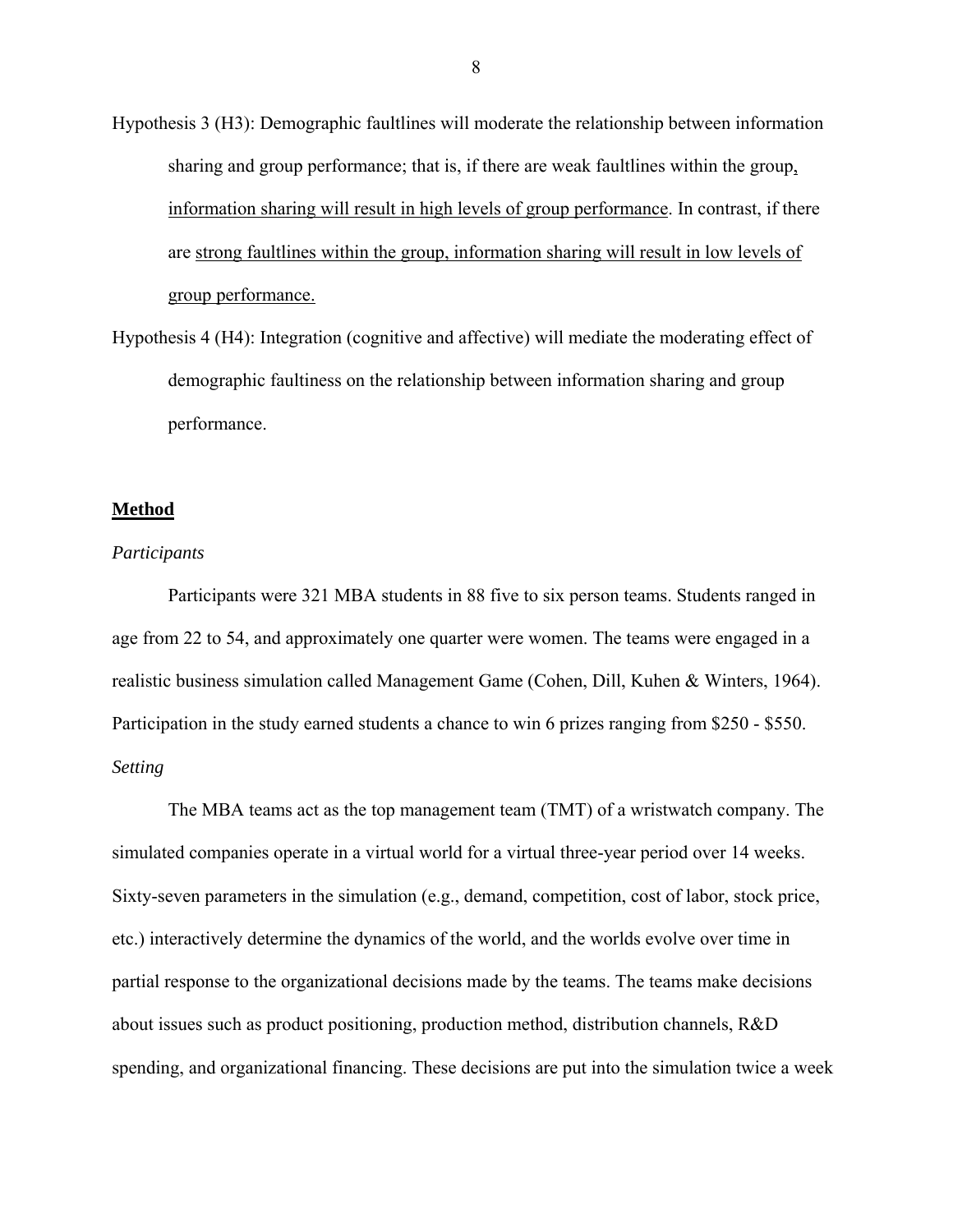Hypothesis 3 (H3): Demographic faultlines will moderate the relationship between information sharing and group performance; that is, if there are weak faultlines within the group, information sharing will result in high levels of group performance. In contrast, if there are strong faultlines within the group, information sharing will result in low levels of group performance.

Hypothesis 4 (H4): Integration (cognitive and affective) will mediate the moderating effect of demographic faultiness on the relationship between information sharing and group performance.

## Method

### *Participants*

Participants were 321 MBA students in 88 five to six person teams. Students ranged in age from 22 to 54, and approximately one quarter were women. The teams were engaged in a realistic business simulation called Management Game (Cohen, Dill, Kuhen & Winters, 1964). Participation in the study earned students a chance to win 6 prizes ranging from $250 - $550.

### *Setting*

The MBA teams act as the top management team (TMT) of a wristwatch company. The simulated companies operate in a virtual world for a virtual three-year period over 14 weeks. Sixty-seven parameters in the simulation (e.g., demand, competition, cost of labor, stock price, etc.) interactively determine the dynamics of the world, and the worlds evolve over time in partial response to the organizational decisions made by the teams. The teams make decisions about issues such as product positioning, production method, distribution channels, R&D spending, and organizational financing. These decisions are put into the simulation twice a week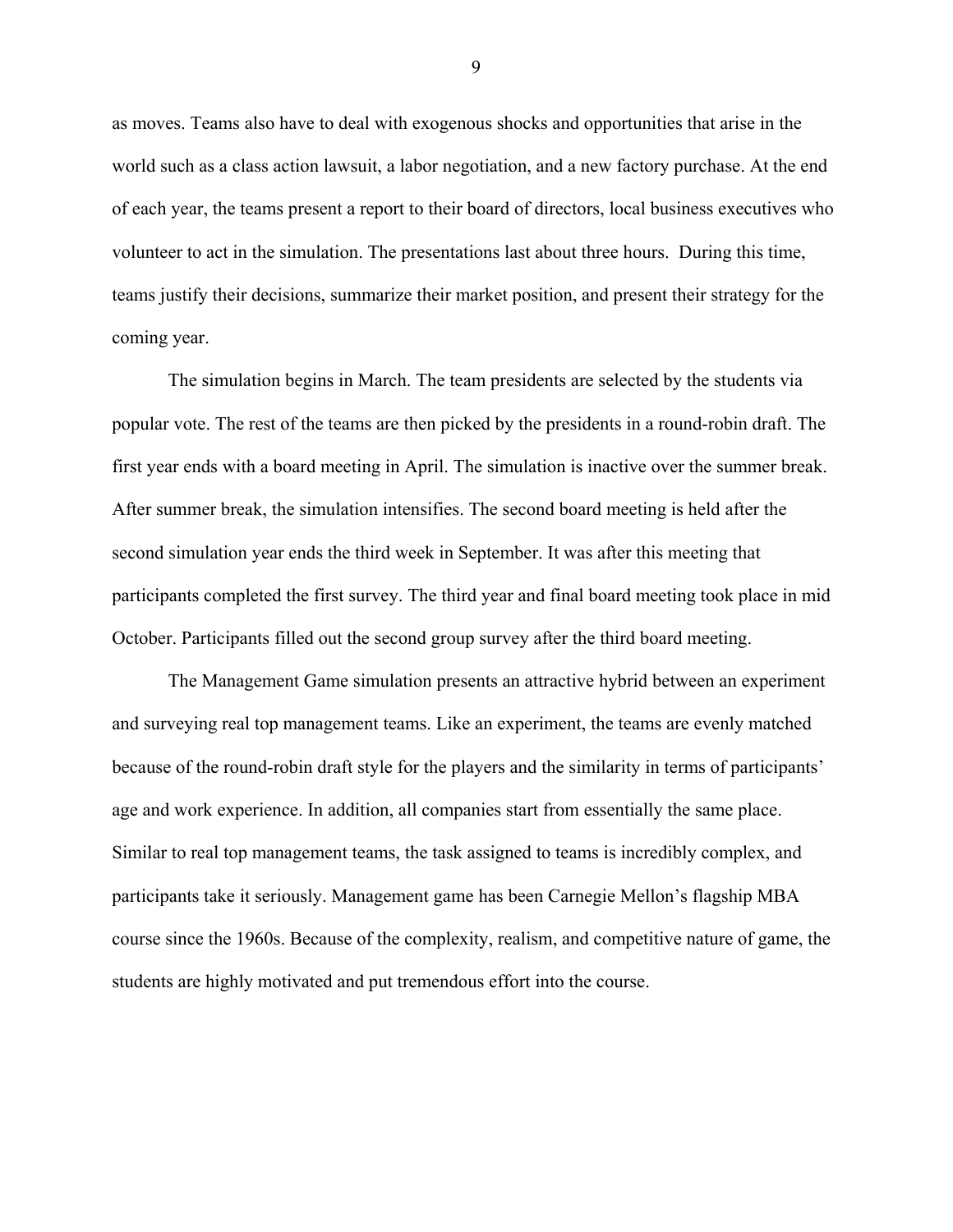as moves. Teams also have to deal with exogenous shocks and opportunities that arise in the world such as a class action lawsuit, a labor negotiation, and a new factory purchase. At the end of each year, the teams present a report to their board of directors, local business executives who volunteer to act in the simulation. The presentations last about three hours. During this time, teams justify their decisions, summarize their market position, and present their strategy for the coming year.

The simulation begins in March. The team presidents are selected by the students via popular vote. The rest of the teams are then picked by the presidents in a round-robin draft. The first year ends with a board meeting in April. The simulation is inactive over the summer break. After summer break, the simulation intensifies. The second board meeting is held after the second simulation year ends the third week in September. It was after this meeting that participants completed the first survey. The third year and final board meeting took place in mid October. Participants filled out the second group survey after the third board meeting.

The Management Game simulation presents an attractive hybrid between an experiment and surveying real top management teams. Like an experiment, the teams are evenly matched because of the round-robin draft style for the players and the similarity in terms of participants' age and work experience. In addition, all companies start from essentially the same place. Similar to real top management teams, the task assigned to teams is incredibly complex, and participants take it seriously. Management game has been Carnegie Mellon's flagship MBA course since the 1960s. Because of the complexity, realism, and competitive nature of game, the students are highly motivated and put tremendous effort into the course.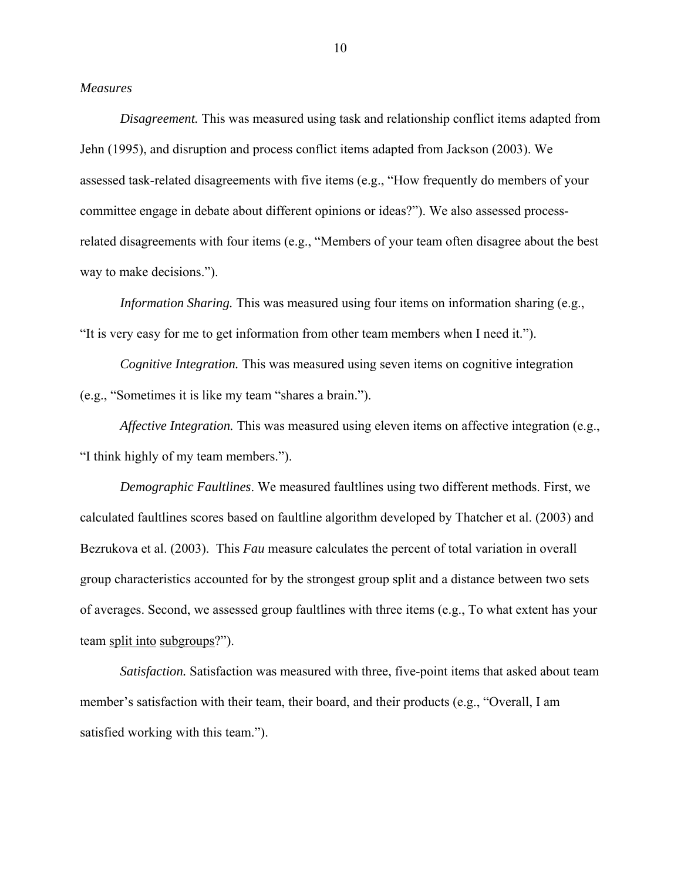*Measures*

*Disagreement.* This was measured using task and relationship conflict items adapted from Jehn (1995), and disruption and process conflict items adapted from Jackson (2003). We assessed task-related disagreements with five items (e.g., "How frequently do members of your committee engage in debate about different opinions or ideas?"). We also assessed process-related disagreements with four items (e.g., "Members of your team often disagree about the best way to make decisions.").

*Information Sharing.* This was measured using four items on information sharing (e.g., "It is very easy for me to get information from other team members when I need it.").

*Cognitive Integration.* This was measured using seven items on cognitive integration (e.g., "Sometimes it is like my team "shares a brain.").

*Affective Integration.* This was measured using eleven items on affective integration (e.g., "I think highly of my team members.").

*Demographic Faultlines*. We measured faultlines using two different methods. First, we calculated faultlines scores based on faultline algorithm developed by Thatcher et al. (2003) and Bezrukova et al. (2003). This *Fau* measure calculates the percent of total variation in overall group characteristics accounted for by the strongest group split and a distance between two sets of averages. Second, we assessed group faultlines with three items (e.g., To what extent has your team split into subgroups?").

*Satisfaction.* Satisfaction was measured with three, five-point items that asked about team member's satisfaction with their team, their board, and their products (e.g., "Overall, I am satisfied working with this team.").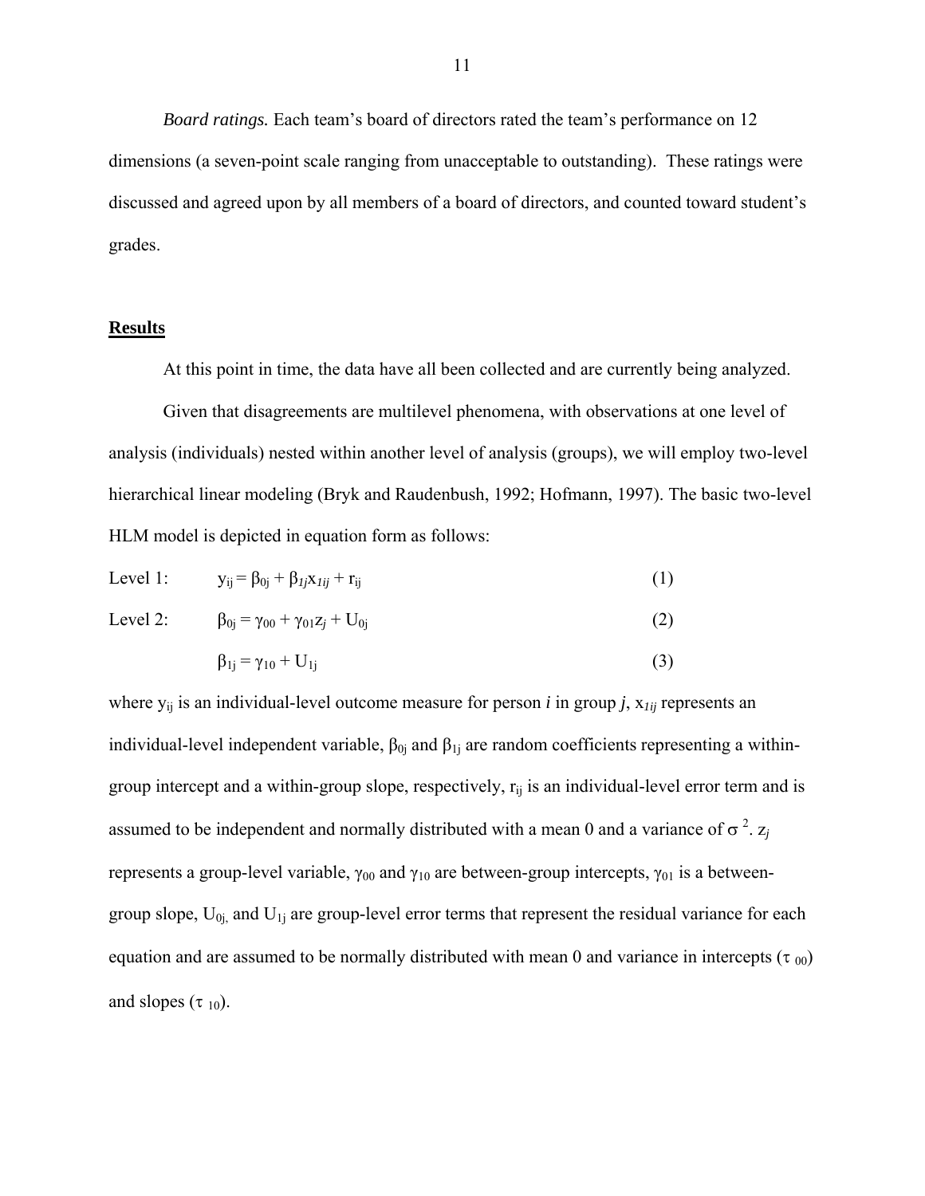*Board ratings.* Each team's board of directors rated the team's performance on 12 dimensions (a seven-point scale ranging from unacceptable to outstanding). These ratings were discussed and agreed upon by all members of a board of directors, and counted toward student's grades.

## **Results**

At this point in time, the data have all been collected and are currently being analyzed.

Given that disagreements are multilevel phenomena, with observations at one level of analysis (individuals) nested within another level of analysis (groups), we will employ two-level hierarchical linear modeling (Bryk and Raudenbush, 1992; Hofmann, 1997). The basic two-level HLM model is depicted in equation form as follows:

Level 1: $$y_{ij} = \beta_{0j} + \beta_{1j}x_{1ij} + r_{ij} \quad (1)$$

Level 2: $$\beta_{0j} = \gamma_{00} + \gamma_{01}z_j + U_{0j} \quad (2)$$

$$\beta_{1j} = \gamma_{10} + U_{1j} \quad (3)$$

where $y_{ij}$ is an individual-level outcome measure for person *i* in group *j*, $x_{1ij}$ represents an individual-level independent variable, $\beta_{0j}$ and $\beta_{1j}$ are random coefficients representing a within-group intercept and a within-group slope, respectively, $r_{ij}$ is an individual-level error term and is assumed to be independent and normally distributed with a mean 0 and a variance of $\sigma^2$. $z_j$ represents a group-level variable, $\gamma_{00}$ and $\gamma_{10}$ are between-group intercepts, $\gamma_{01}$ is a between-group slope, $U_{0j}$, and $U_{1j}$ are group-level error terms that represent the residual variance for each equation and are assumed to be normally distributed with mean 0 and variance in intercepts ($\tau_{00}$) and slopes ($\tau_{10}$).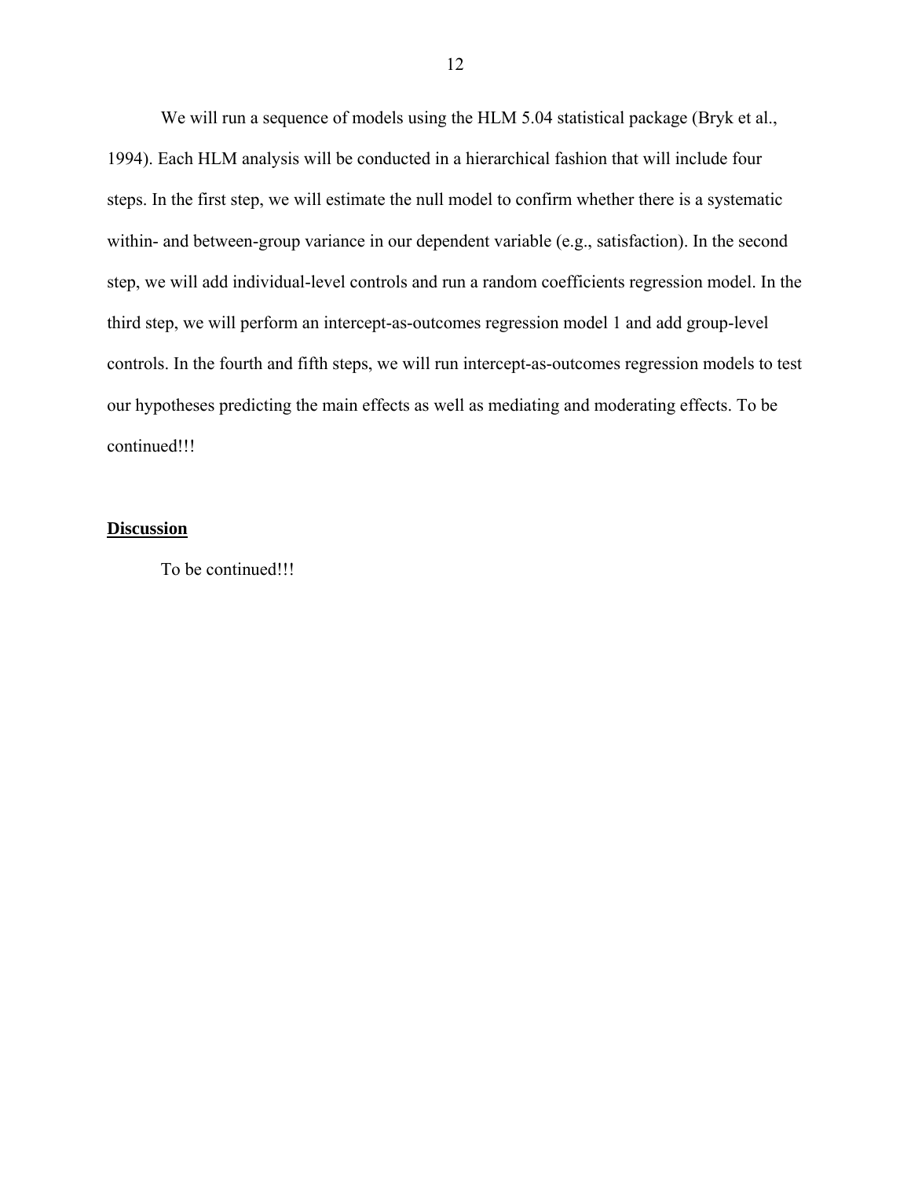We will run a sequence of models using the HLM 5.04 statistical package (Bryk et al., 1994). Each HLM analysis will be conducted in a hierarchical fashion that will include four steps. In the first step, we will estimate the null model to confirm whether there is a systematic within- and between-group variance in our dependent variable (e.g., satisfaction). In the second step, we will add individual-level controls and run a random coefficients regression model. In the third step, we will perform an intercept-as-outcomes regression model 1 and add group-level controls. In the fourth and fifth steps, we will run intercept-as-outcomes regression models to test our hypotheses predicting the main effects as well as mediating and moderating effects. To be continued!!!

## Discussion

To be continued!!!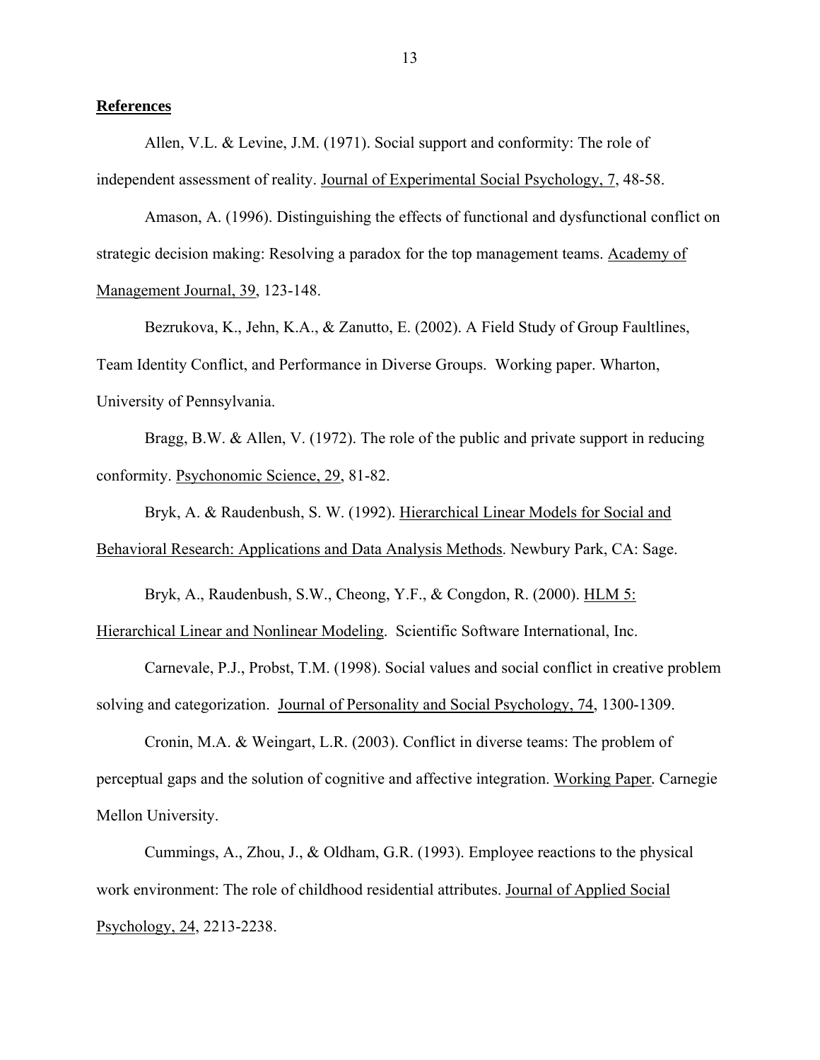## References

Allen, V.L. & Levine, J.M. (1971). Social support and conformity: The role of independent assessment of reality. Journal of Experimental Social Psychology, 7, 48-58.

Amason, A. (1996). Distinguishing the effects of functional and dysfunctional conflict on strategic decision making: Resolving a paradox for the top management teams. Academy of Management Journal, 39, 123-148.

Bezrukova, K., Jehn, K.A., & Zanutto, E. (2002). A Field Study of Group Faultlines, Team Identity Conflict, and Performance in Diverse Groups. Working paper. Wharton, University of Pennsylvania.

Bragg, B.W. & Allen, V. (1972). The role of the public and private support in reducing conformity. Psychonomic Science, 29, 81-82.

Bryk, A. & Raudenbush, S. W. (1992). Hierarchical Linear Models for Social and Behavioral Research: Applications and Data Analysis Methods. Newbury Park, CA: Sage.

Bryk, A., Raudenbush, S.W., Cheong, Y.F., & Congdon, R. (2000). HLM 5: Hierarchical Linear and Nonlinear Modeling. Scientific Software International, Inc.

Carnevale, P.J., Probst, T.M. (1998). Social values and social conflict in creative problem solving and categorization. Journal of Personality and Social Psychology, 74, 1300-1309.

Cronin, M.A. & Weingart, L.R. (2003). Conflict in diverse teams: The problem of perceptual gaps and the solution of cognitive and affective integration. Working Paper. Carnegie Mellon University.

Cummings, A., Zhou, J., & Oldham, G.R. (1993). Employee reactions to the physical work environment: The role of childhood residential attributes. Journal of Applied Social Psychology, 24, 2213-2238.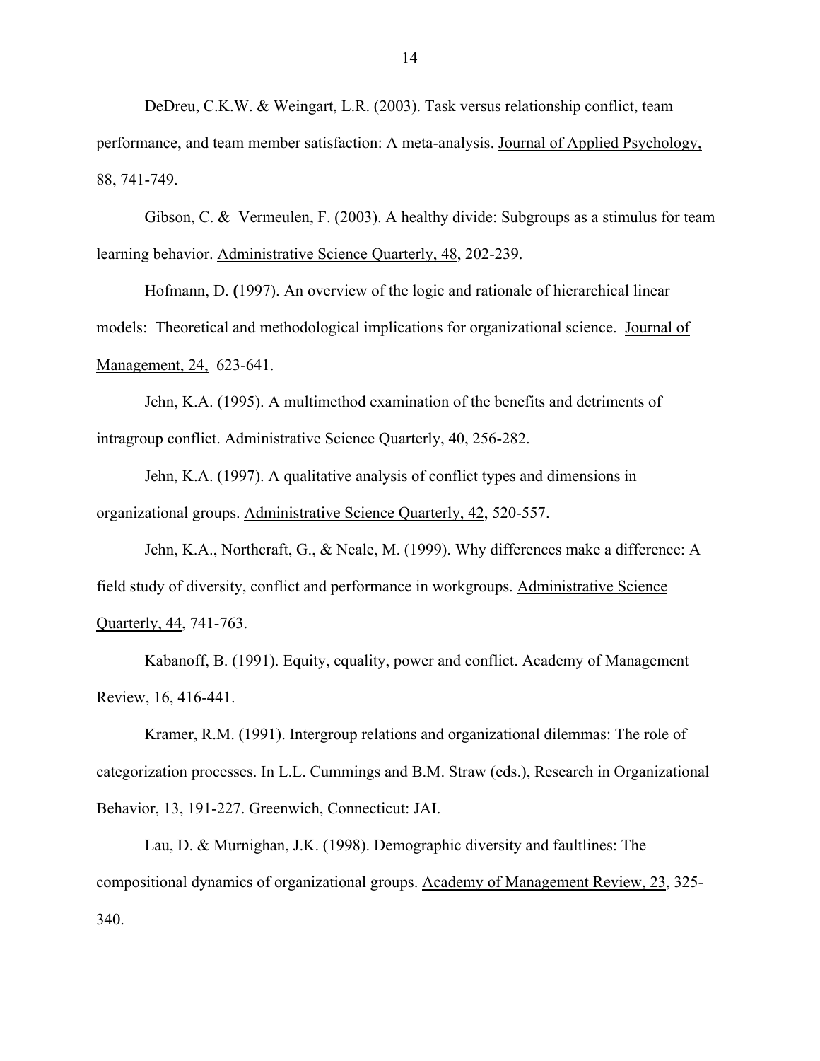DeDreu, C.K.W. & Weingart, L.R. (2003). Task versus relationship conflict, team performance, and team member satisfaction: A meta-analysis. Journal of Applied Psychology, 88, 741-749.

Gibson, C. & Vermeulen, F. (2003). A healthy divide: Subgroups as a stimulus for team learning behavior. Administrative Science Quarterly, 48, 202-239.

Hofmann, D. **(**1997). An overview of the logic and rationale of hierarchical linear models: Theoretical and methodological implications for organizational science. Journal of Management, 24, 623-641.

Jehn, K.A. (1995). A multimethod examination of the benefits and detriments of intragroup conflict. Administrative Science Quarterly, 40, 256-282.

Jehn, K.A. (1997). A qualitative analysis of conflict types and dimensions in organizational groups. Administrative Science Quarterly, 42, 520-557.

Jehn, K.A., Northcraft, G., & Neale, M. (1999). Why differences make a difference: A field study of diversity, conflict and performance in workgroups. Administrative Science Quarterly, 44, 741-763.

Kabanoff, B. (1991). Equity, equality, power and conflict. Academy of Management Review, 16, 416-441.

Kramer, R.M. (1991). Intergroup relations and organizational dilemmas: The role of categorization processes. In L.L. Cummings and B.M. Straw (eds.), Research in Organizational Behavior, 13, 191-227. Greenwich, Connecticut: JAI.

Lau, D. & Murnighan, J.K. (1998). Demographic diversity and faultlines: The compositional dynamics of organizational groups. Academy of Management Review, 23, 325-340.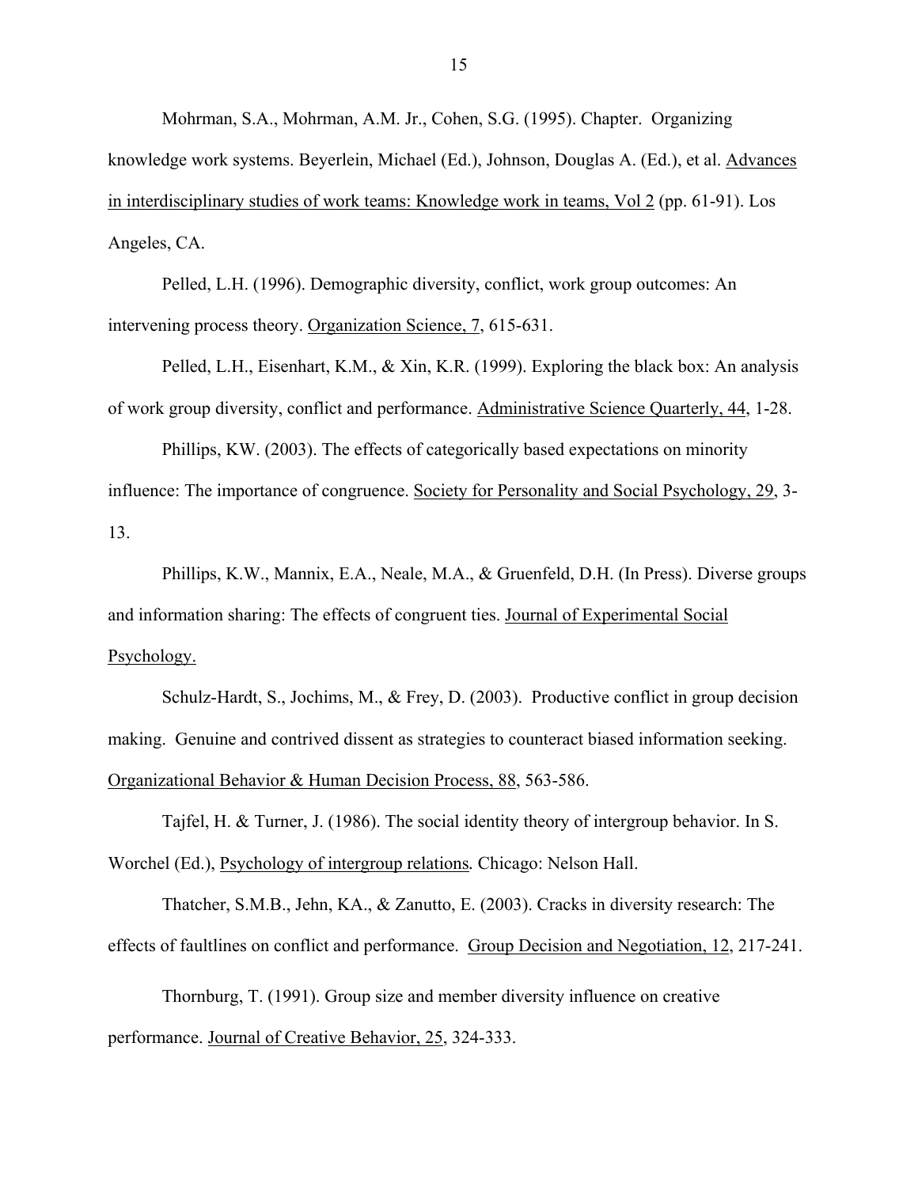Mohrman, S.A., Mohrman, A.M. Jr., Cohen, S.G. (1995). Chapter. Organizing knowledge work systems. Beyerlein, Michael (Ed.), Johnson, Douglas A. (Ed.), et al. Advances in interdisciplinary studies of work teams: Knowledge work in teams, Vol 2 (pp. 61-91). Los Angeles, CA.

Pelled, L.H. (1996). Demographic diversity, conflict, work group outcomes: An intervening process theory. Organization Science, 7, 615-631.

Pelled, L.H., Eisenhart, K.M., & Xin, K.R. (1999). Exploring the black box: An analysis of work group diversity, conflict and performance. Administrative Science Quarterly, 44, 1-28.

Phillips, KW. (2003). The effects of categorically based expectations on minority influence: The importance of congruence. Society for Personality and Social Psychology, 29, 3-13.

Phillips, K.W., Mannix, E.A., Neale, M.A., & Gruenfeld, D.H. (In Press). Diverse groups and information sharing: The effects of congruent ties. Journal of Experimental Social Psychology.

Schulz-Hardt, S., Jochims, M., & Frey, D. (2003). Productive conflict in group decision making. Genuine and contrived dissent as strategies to counteract biased information seeking. Organizational Behavior & Human Decision Process, 88, 563-586.

Tajfel, H. & Turner, J. (1986). The social identity theory of intergroup behavior. In S. Worchel (Ed.), Psychology of intergroup relations. Chicago: Nelson Hall.

Thatcher, S.M.B., Jehn, KA., & Zanutto, E. (2003). Cracks in diversity research: The effects of faultlines on conflict and performance. Group Decision and Negotiation, 12, 217-241.

Thornburg, T. (1991). Group size and member diversity influence on creative performance. Journal of Creative Behavior, 25, 324-333.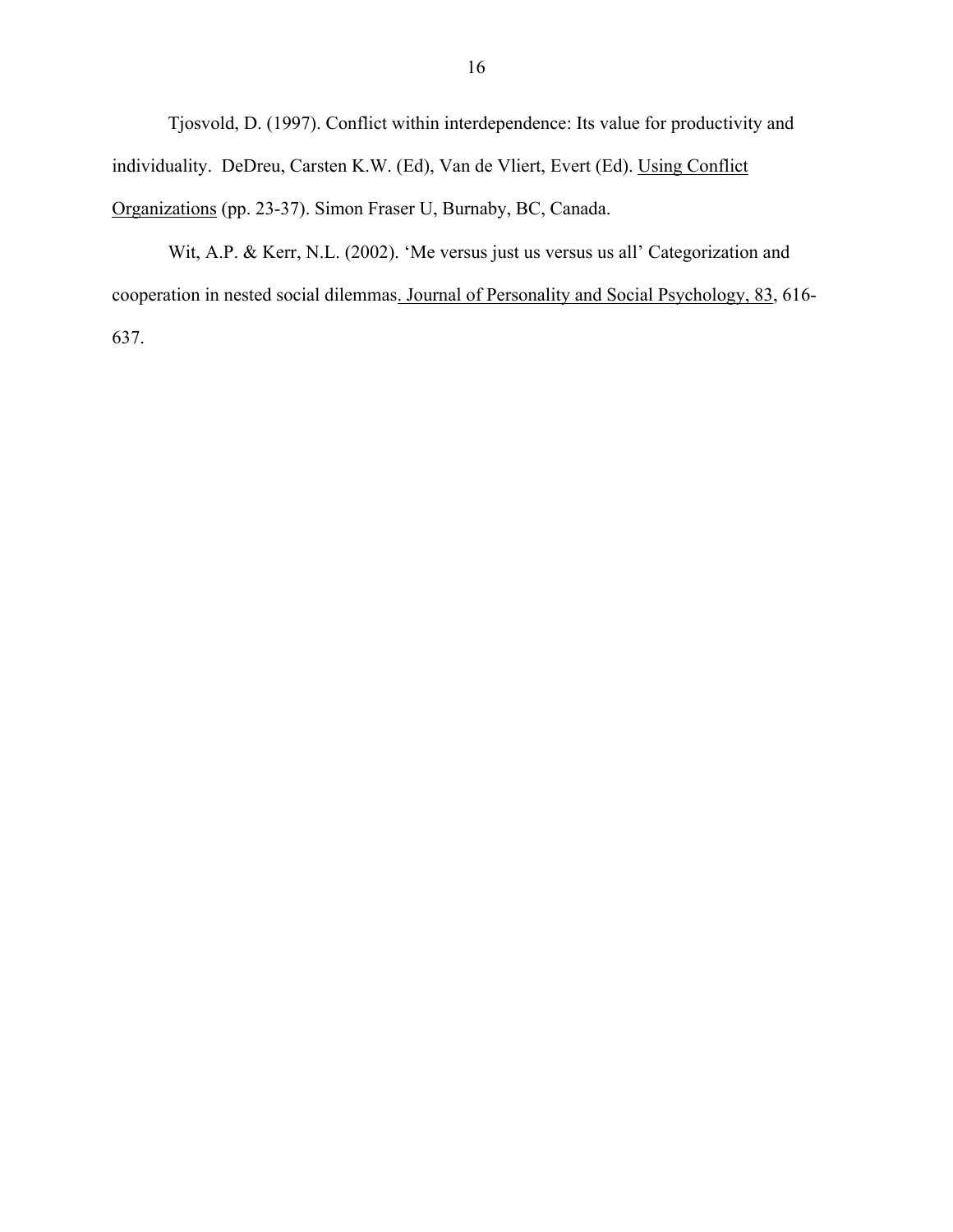Tjosvold, D. (1997). Conflict within interdependence: Its value for productivity and individuality. DeDreu, Carsten K.W. (Ed), Van de Vliert, Evert (Ed). Using Conflict Organizations (pp. 23-37). Simon Fraser U, Burnaby, BC, Canada.

Wit, A.P. & Kerr, N.L. (2002). 'Me versus just us versus us all' Categorization and cooperation in nested social dilemmas. Journal of Personality and Social Psychology, 83, 616-637.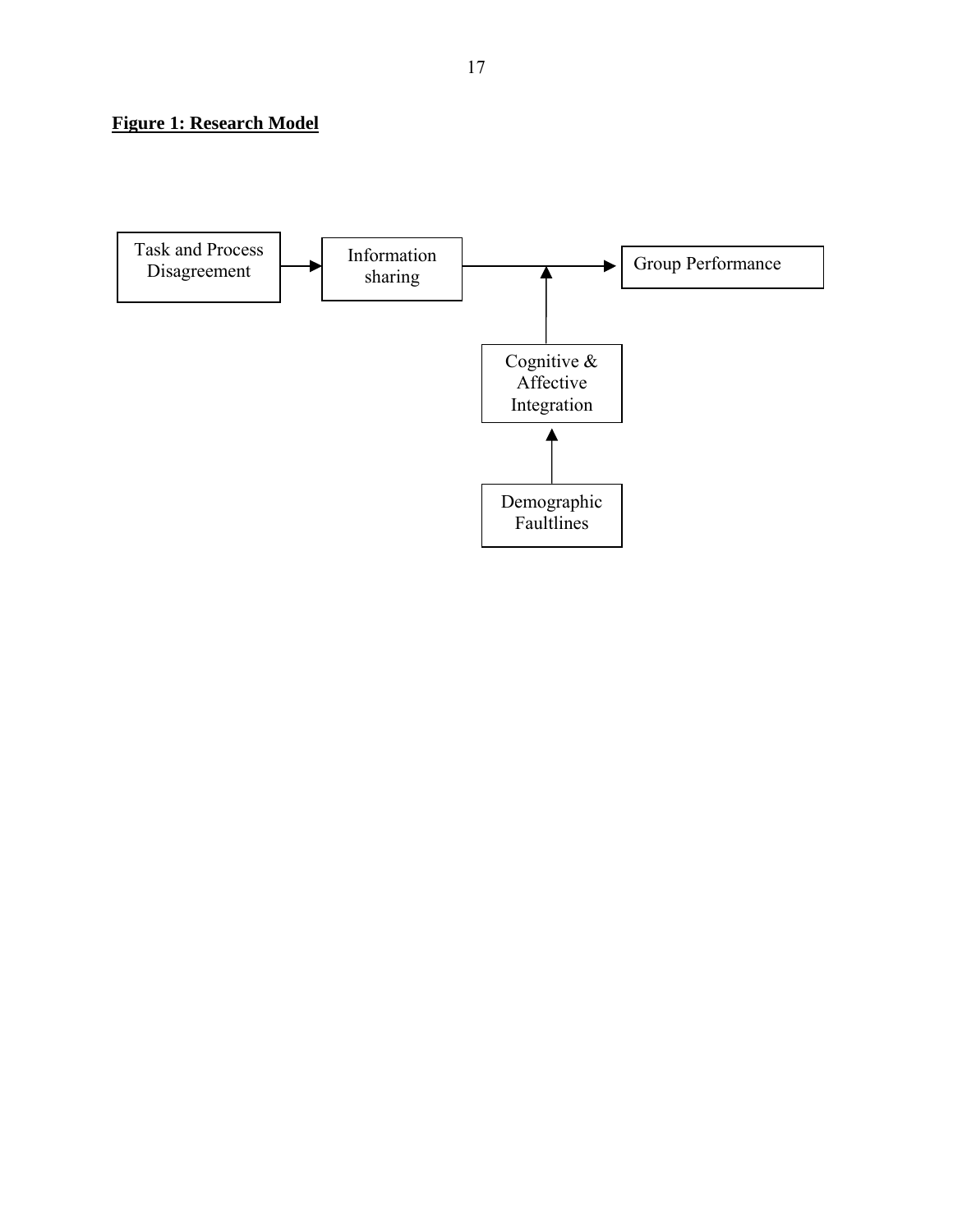**Figure 1: Research Model**

Task and Process Disagreement

Information sharing

Group Performance

Cognitive & Affective Integration

Demographic Faultlines